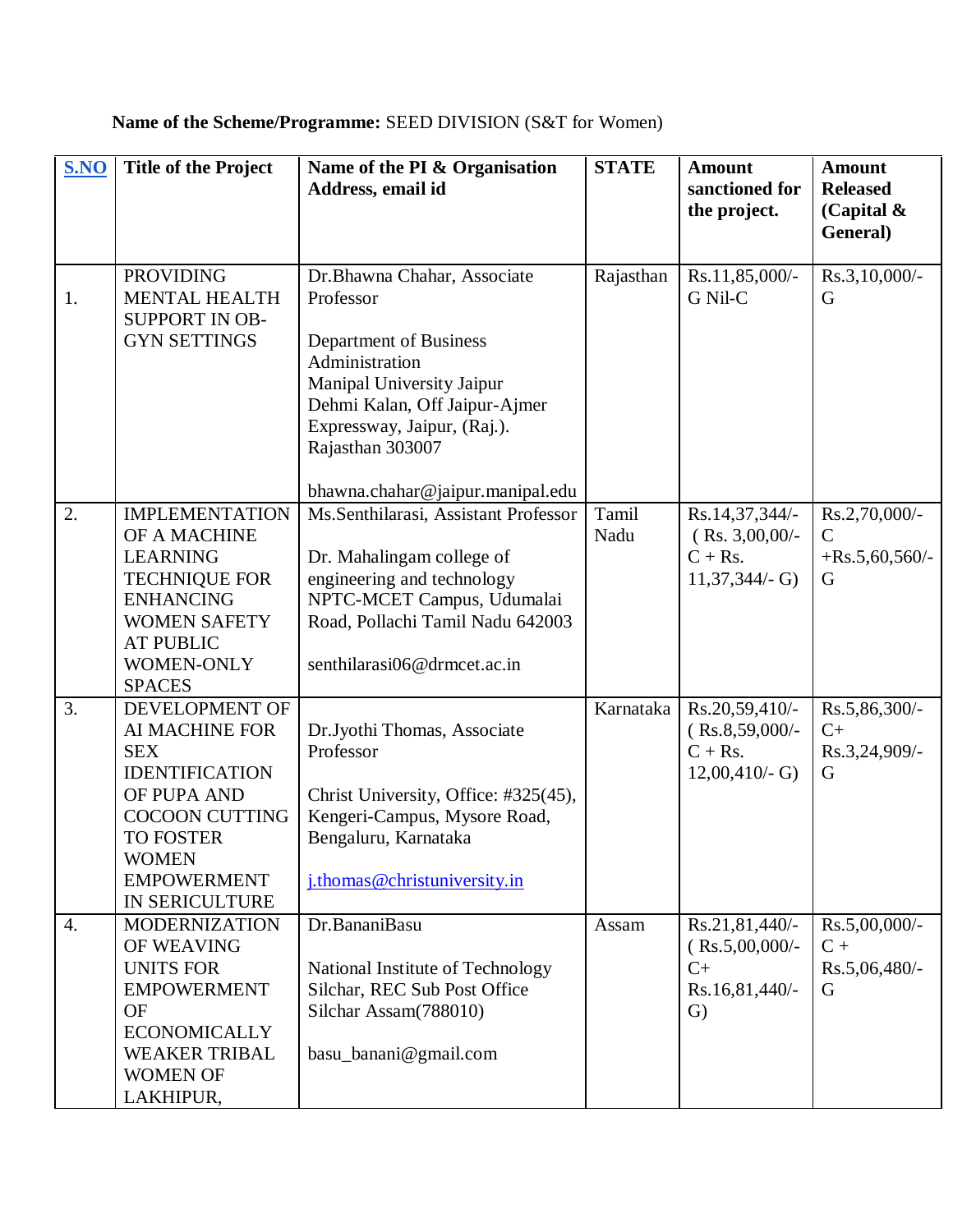**Name of the Scheme/Programme:** SEED DIVISION (S&T for Women)

| S.NO | Title of the Project | Name of the PI & Organisation Address, email id | STATE | Amount sanctioned for the project. | Amount Released (Capital & General) |
|---|---|---|---|---|---|
| 1. | PROVIDING MENTAL HEALTH SUPPORT IN OB-GYN SETTINGS | Dr.Bhawna Chahar, Associate Professor<br><br>Department of Business Administration<br>Manipal University Jaipur<br>Dehmi Kalan, Off Jaipur-Ajmer Expressway, Jaipur, (Raj.). Rajasthan 303007<br><br>bhawna.chahar@jaipur.manipal.edu | Rajasthan | Rs.11,85,000/- G Nil-C | Rs.3,10,000/- G |
| 2. | IMPLEMENTATION OF A MACHINE LEARNING TECHNIQUE FOR ENHANCING WOMEN SAFETY AT PUBLIC WOMEN-ONLY SPACES | Ms.Senthilarasi, Assistant Professor<br><br>Dr. Mahalingam college of engineering and technology<br>NPTC-MCET Campus, Udumalai Road, Pollachi Tamil Nadu 642003<br><br>senthilarasi06@drmcet.ac.in | Tamil Nadu | Rs.14,37,344/- ( Rs. 3,00,00/- C + Rs. 11,37,344/- G) | Rs.2,70,000/- C +Rs.5,60,560/- G |
| 3. | DEVELOPMENT OF AI MACHINE FOR SEX IDENTIFICATION OF PUPA AND COCOON CUTTING TO FOSTER WOMEN EMPOWERMENT IN SERICULTURE | Dr.Jyothi Thomas, Associate Professor<br><br>Christ University, Office: #325(45), Kengeri-Campus, Mysore Road, Bengaluru, Karnataka<br><br>j.thomas@christuniversity.in | Karnataka | Rs.20,59,410/- ( Rs.8,59,000/- C + Rs. 12,00,410/- G) | Rs.5,86,300/- C+ Rs.3,24,909/- G |
| 4. | MODERNIZATION OF WEAVING UNITS FOR EMPOWERMENT OF ECONOMICALLY WEAKER TRIBAL WOMEN OF LAKHIPUR, | Dr.BananiBasu<br><br>National Institute of Technology Silchar, REC Sub Post Office Silchar Assam(788010)<br><br>basu_banani@gmail.com | Assam | Rs.21,81,440/- ( Rs.5,00,000/- C+ Rs.16,81,440/- G) | Rs.5,00,000/- C + Rs.5,06,480/- G |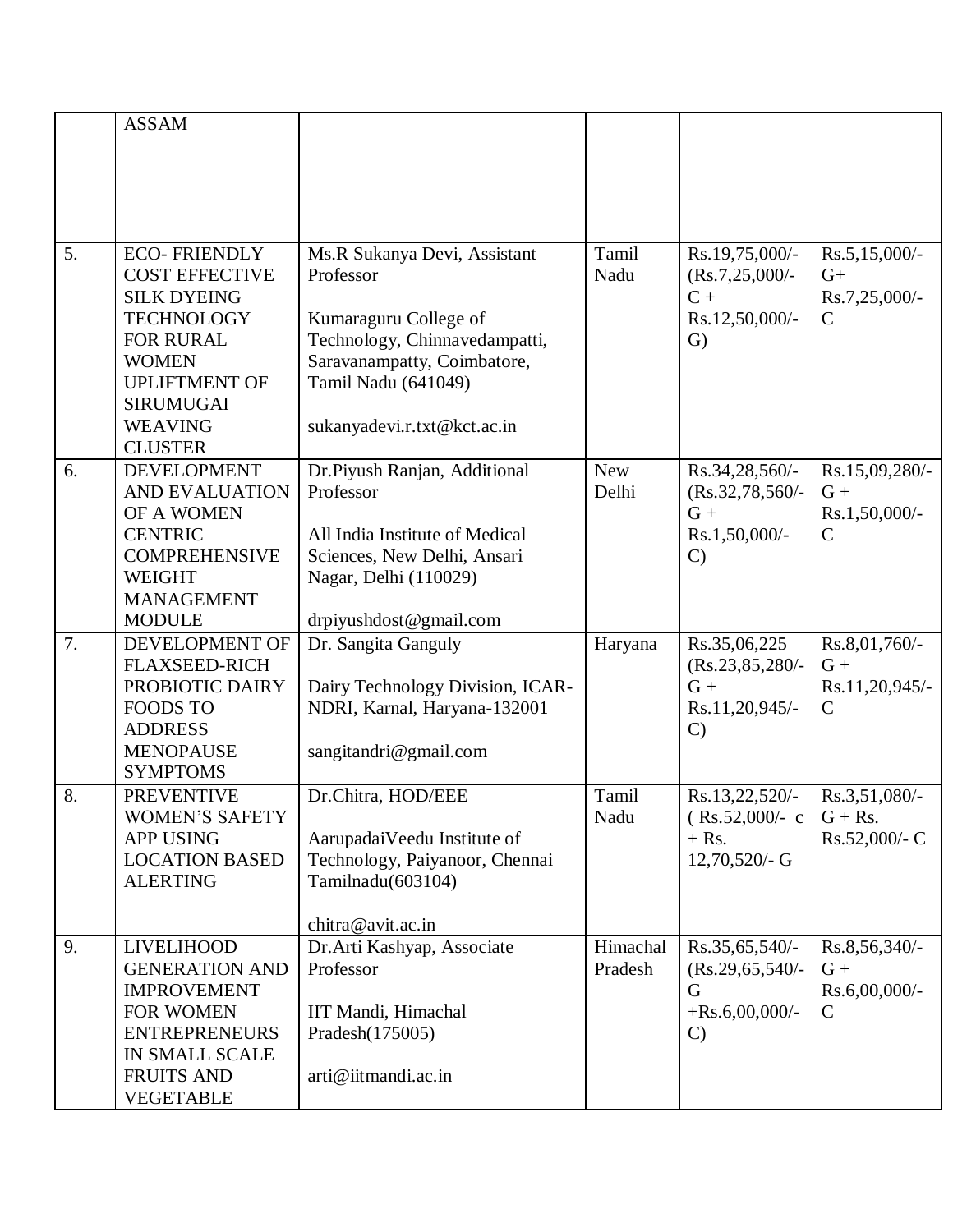| | | | | | |
|---|---|---|---|---|---|
| | ASSAM | | | | |
| 5. | ECO- FRIENDLY COST EFFECTIVE SILK DYEING TECHNOLOGY FOR RURAL WOMEN UPLIFTMENT OF SIRUMUGAI WEAVING CLUSTER | Ms.R Sukanya Devi, Assistant Professor<br><br>Kumaraguru College of Technology, Chinnavedampatti, Saravanampatty, Coimbatore, Tamil Nadu (641049)<br><br>sukanyadevi.r.txt@kct.ac.in | Tamil Nadu | Rs.19,75,000/- (Rs.7,25,000/- C + Rs.12,50,000/- G) | Rs.5,15,000/- G+ Rs.7,25,000/- C |
| 6. | DEVELOPMENT AND EVALUATION OF A WOMEN CENTRIC COMPREHENSIVE WEIGHT MANAGEMENT MODULE | Dr.Piyush Ranjan, Additional Professor<br><br>All India Institute of Medical Sciences, New Delhi, Ansari Nagar, Delhi (110029)<br><br>drpiyushdost@gmail.com | New Delhi | Rs.34,28,560/- (Rs.32,78,560/- G + Rs.1,50,000/- C) | Rs.15,09,280/- G + Rs.1,50,000/- C |
| 7. | DEVELOPMENT OF FLAXSEED-RICH PROBIOTIC DAIRY FOODS TO ADDRESS MENOPAUSE SYMPTOMS | Dr. Sangita Ganguly<br><br>Dairy Technology Division, ICAR-NDRI, Karnal, Haryana-132001<br><br>sangitandri@gmail.com | Haryana | Rs.35,06,225 (Rs.23,85,280/- G + Rs.11,20,945/- C) | Rs.8,01,760/- G + Rs.11,20,945/- C |
| 8. | PREVENTIVE WOMEN'S SAFETY APP USING LOCATION BASED ALERTING | Dr.Chitra, HOD/EEE<br><br>AarupadaiVeedu Institute of Technology, Paiyanoor, Chennai Tamilnadu(603104)<br><br>chitra@avit.ac.in | Tamil Nadu | Rs.13,22,520/- ( Rs.52,000/- c + Rs. 12,70,520/- G | Rs.3,51,080/- G + Rs. Rs.52,000/- C |
| 9. | LIVELIHOOD GENERATION AND IMPROVEMENT FOR WOMEN ENTREPRENEURS IN SMALL SCALE FRUITS AND VEGETABLE | Dr.Arti Kashyap, Associate Professor<br><br>IIT Mandi, Himachal Pradesh(175005)<br><br>arti@iitmandi.ac.in | Himachal Pradesh | Rs.35,65,540/- (Rs.29,65,540/- G +Rs.6,00,000/- C) | Rs.8,56,340/- G + Rs.6,00,000/- C |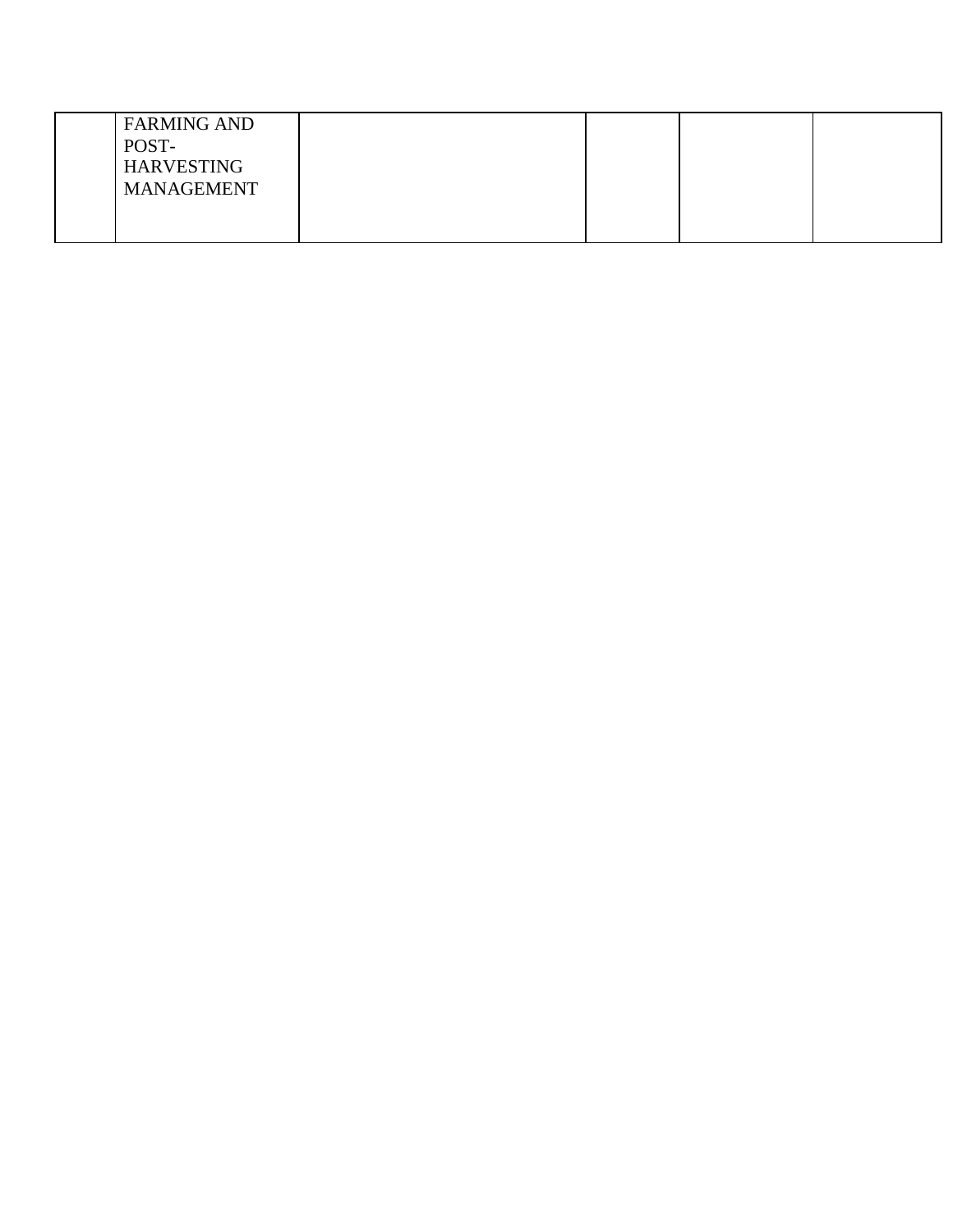| | | | | | |
|---|---|---|---|---|---|
| | FARMING AND POST-HARVESTING MANAGEMENT | | | | |